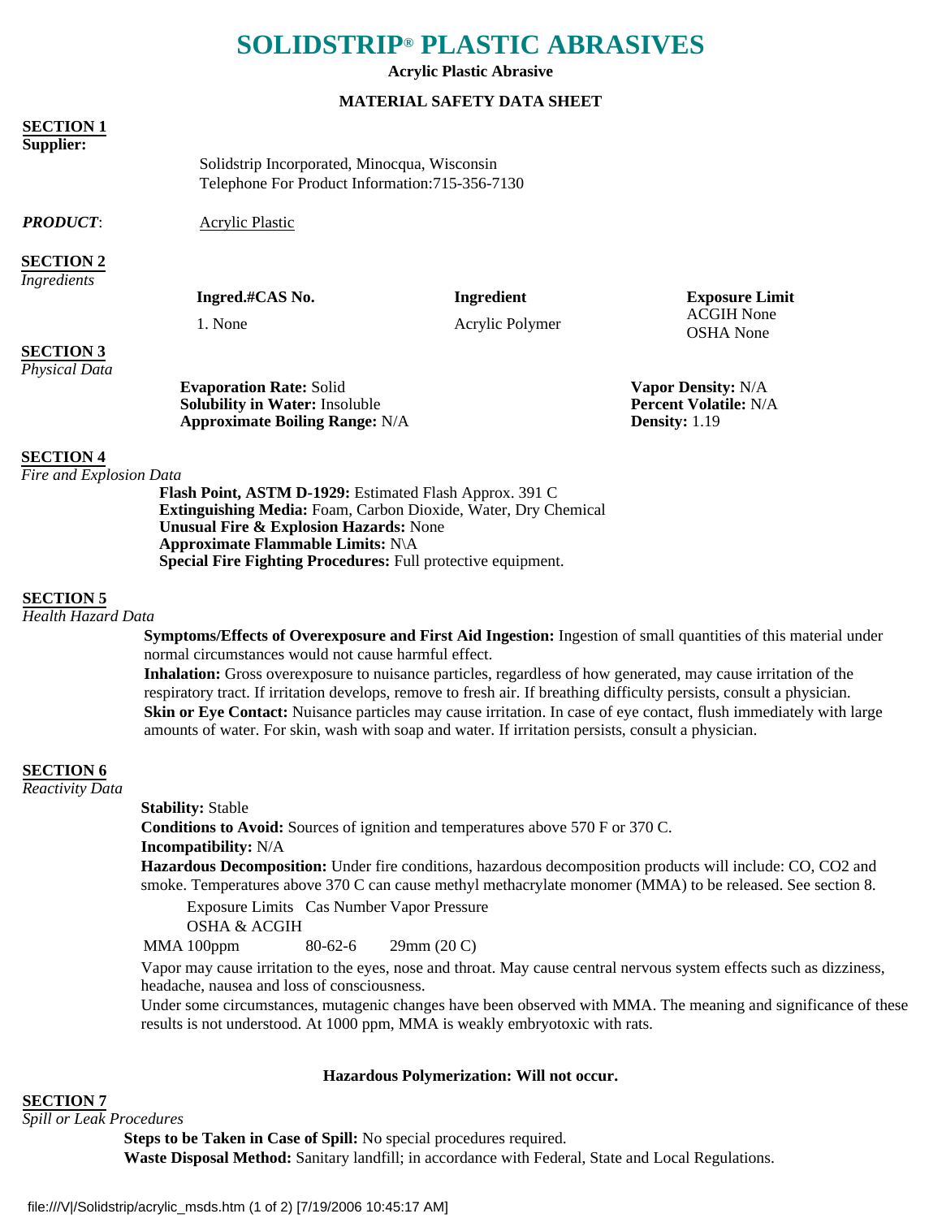# SOLIDSTRIP® PLASTIC ABRASIVES

**Acrylic Plastic Abrasive**

**MATERIAL SAFETY DATA SHEET**

## SECTION 1

**Supplier:**

Solidstrip Incorporated, Minocqua, Wisconsin
Telephone For Product Information:715-356-7130

***PRODUCT***: Acrylic Plastic

## SECTION 2

*Ingredients*

| Ingred.#CAS No. | Ingredient | Exposure Limit |
|---|---|---|
| 1. None | Acrylic Polymer | ACGIH None<br>OSHA None |

## SECTION 3

*Physical Data*

**Evaporation Rate:** Solid
**Solubility in Water:** Insoluble
**Approximate Boiling Range:** N/A
**Vapor Density:** N/A
**Percent Volatile:** N/A
**Density:** 1.19

## SECTION 4

*Fire and Explosion Data*

**Flash Point, ASTM D-1929:** Estimated Flash Approx. 391 C
**Extinguishing Media:** Foam, Carbon Dioxide, Water, Dry Chemical
**Unusual Fire & Explosion Hazards:** None
**Approximate Flammable Limits:** N\A
**Special Fire Fighting Procedures:** Full protective equipment.

## SECTION 5

*Health Hazard Data*

**Symptoms/Effects of Overexposure and First Aid Ingestion:** Ingestion of small quantities of this material under normal circumstances would not cause harmful effect.
**Inhalation:** Gross overexposure to nuisance particles, regardless of how generated, may cause irritation of the respiratory tract. If irritation develops, remove to fresh air. If breathing difficulty persists, consult a physician.
**Skin or Eye Contact:** Nuisance particles may cause irritation. In case of eye contact, flush immediately with large amounts of water. For skin, wash with soap and water. If irritation persists, consult a physician.

## SECTION 6

*Reactivity Data*

**Stability:** Stable
**Conditions to Avoid:** Sources of ignition and temperatures above 570 F or 370 C.
**Incompatibility:** N/A
**Hazardous Decomposition:** Under fire conditions, hazardous decomposition products will include: CO, $CO_2$ and smoke. Temperatures above 370 C can cause methyl methacrylate monomer (MMA) to be released. See section 8.

| | Exposure Limits OSHA & ACGIH | Cas Number | Vapor Pressure |
|---|---|---|---|
| MMA | 100ppm | 80-62-6 | 29mm (20 C) |

Vapor may cause irritation to the eyes, nose and throat. May cause central nervous system effects such as dizziness, headache, nausea and loss of consciousness.
Under some circumstances, mutagenic changes have been observed with MMA. The meaning and significance of these results is not understood. At 1000 ppm, MMA is weakly embryotoxic with rats.

**Hazardous Polymerization: Will not occur.**

## SECTION 7

*Spill or Leak Procedures*

**Steps to be Taken in Case of Spill:** No special procedures required.
**Waste Disposal Method:** Sanitary landfill; in accordance with Federal, State and Local Regulations.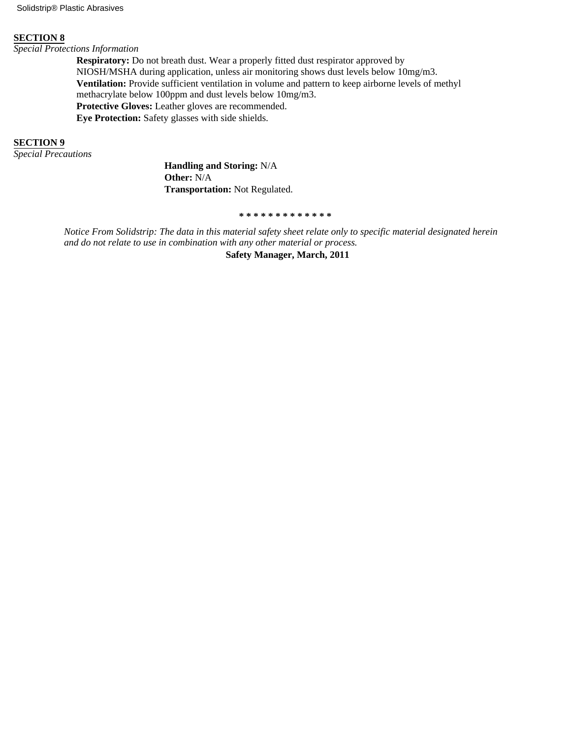**SECTION 8**

*Special Protections Information*

**Respiratory:** Do not breath dust. Wear a properly fitted dust respirator approved by NIOSH/MSHA during application, unless air monitoring shows dust levels below 10mg/m3.
**Ventilation:** Provide sufficient ventilation in volume and pattern to keep airborne levels of methyl methacrylate below 100ppm and dust levels below 10mg/m3.
**Protective Gloves:** Leather gloves are recommended.
**Eye Protection:** Safety glasses with side shields.

**SECTION 9**

*Special Precautions*

**Handling and Storing:** N/A
**Other:** N/A
**Transportation:** Not Regulated.

**\* \* \* \* \* \* \* \* \* \* \* \* \***

*Notice From Solidstrip: The data in this material safety sheet relate only to specific material designated herein and do not relate to use in combination with any other material or process.*

**Safety Manager, March, 2011**